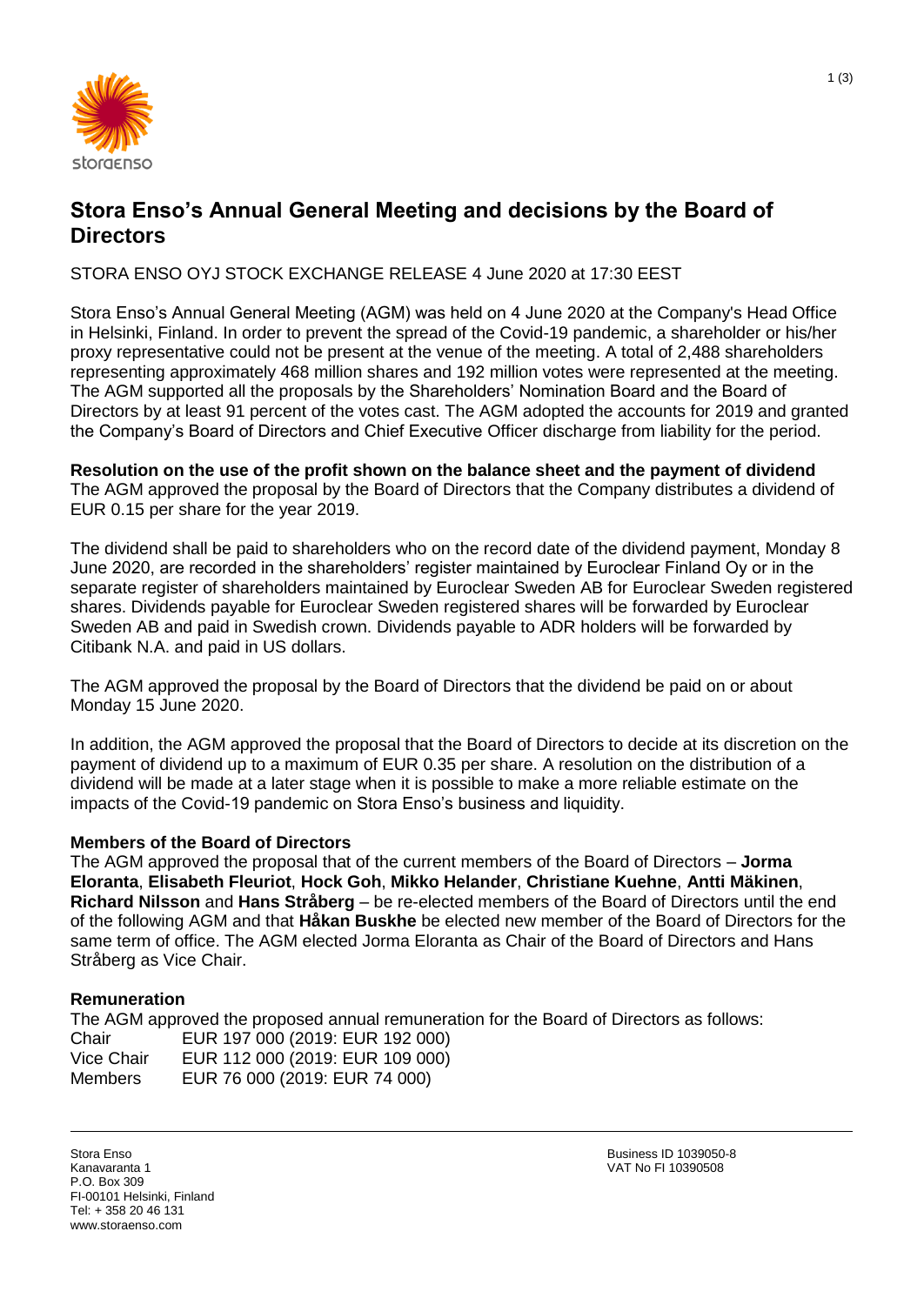# Stora Enso's Annual General Meeting and decisions by the Board of Directors

STORA ENSO OYJ STOCK EXCHANGE RELEASE 4 June 2020 at 17:30 EEST

Stora Enso's Annual General Meeting (AGM) was held on 4 June 2020 at the Company's Head Office in Helsinki, Finland. In order to prevent the spread of the Covid-19 pandemic, a shareholder or his/her proxy representative could not be present at the venue of the meeting. A total of 2,488 shareholders representing approximately 468 million shares and 192 million votes were represented at the meeting. The AGM supported all the proposals by the Shareholders' Nomination Board and the Board of Directors by at least 91 percent of the votes cast. The AGM adopted the accounts for 2019 and granted the Company's Board of Directors and Chief Executive Officer discharge from liability for the period.

**Resolution on the use of the profit shown on the balance sheet and the payment of dividend**
The AGM approved the proposal by the Board of Directors that the Company distributes a dividend of EUR 0.15 per share for the year 2019.

The dividend shall be paid to shareholders who on the record date of the dividend payment, Monday 8 June 2020, are recorded in the shareholders' register maintained by Euroclear Finland Oy or in the separate register of shareholders maintained by Euroclear Sweden AB for Euroclear Sweden registered shares. Dividends payable for Euroclear Sweden registered shares will be forwarded by Euroclear Sweden AB and paid in Swedish crown. Dividends payable to ADR holders will be forwarded by Citibank N.A. and paid in US dollars.

The AGM approved the proposal by the Board of Directors that the dividend be paid on or about Monday 15 June 2020.

In addition, the AGM approved the proposal that the Board of Directors to decide at its discretion on the payment of dividend up to a maximum of EUR 0.35 per share. A resolution on the distribution of a dividend will be made at a later stage when it is possible to make a more reliable estimate on the impacts of the Covid-19 pandemic on Stora Enso's business and liquidity.

**Members of the Board of Directors**
The AGM approved the proposal that of the current members of the Board of Directors – **Jorma Eloranta**, **Elisabeth Fleuriot**, **Hock Goh**, **Mikko Helander**, **Christiane Kuehne**, **Antti Mäkinen**, **Richard Nilsson** and **Hans Stråberg** – be re-elected members of the Board of Directors until the end of the following AGM and that **Håkan Buskhe** be elected new member of the Board of Directors for the same term of office. The AGM elected Jorma Eloranta as Chair of the Board of Directors and Hans Stråberg as Vice Chair.

**Remuneration**
The AGM approved the proposed annual remuneration for the Board of Directors as follows:

| | |
|---|---|
| Chair | EUR 197 000 (2019: EUR 192 000) |
| Vice Chair | EUR 112 000 (2019: EUR 109 000) |
| Members | EUR 76 000 (2019: EUR 74 000) |

Stora Enso
Kanavaranta 1
P.O. Box 309
FI-00101 Helsinki, Finland
Tel: + 358 20 46 131
www.storaenso.com

Business ID 1039050-8
VAT No FI 10390508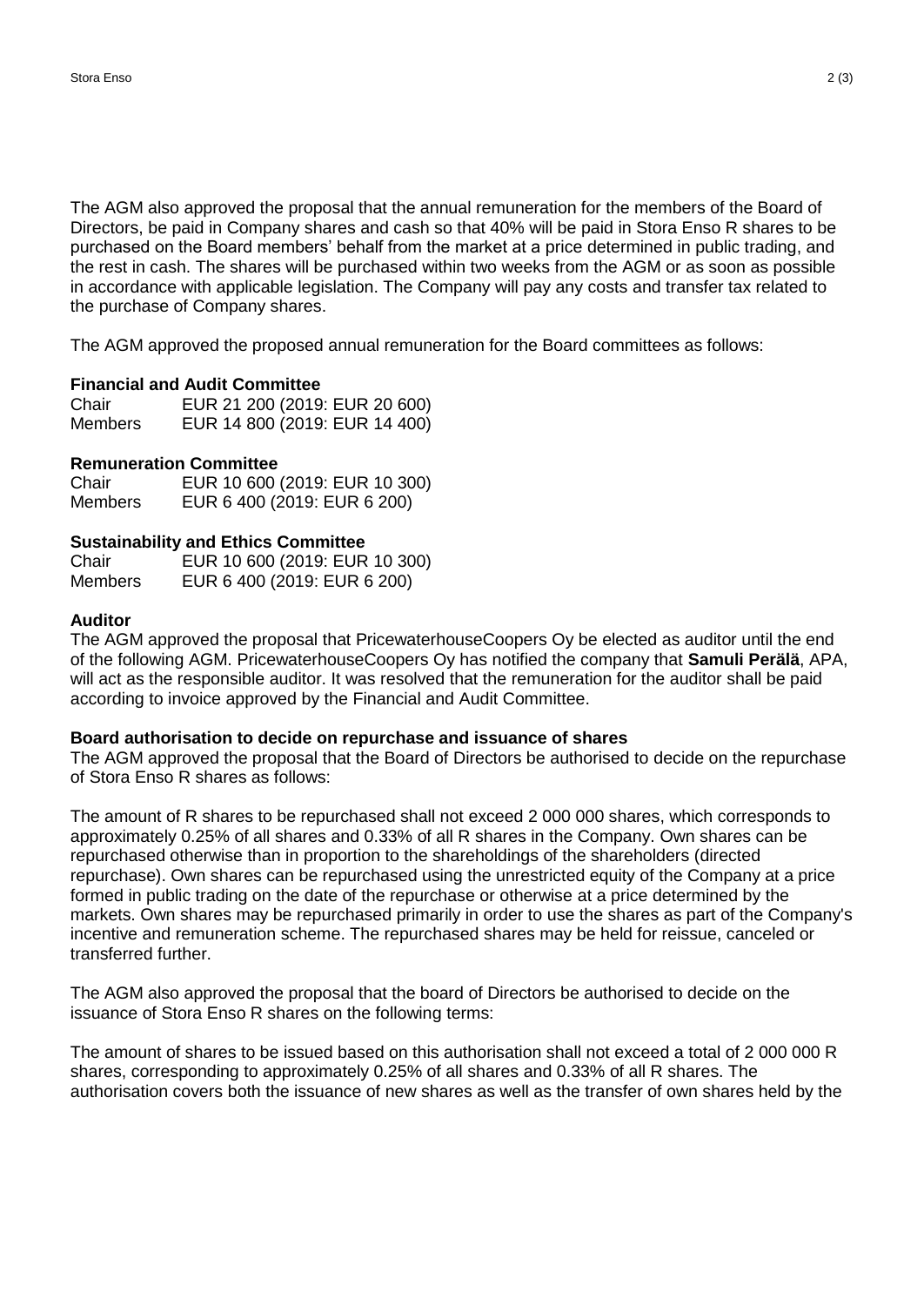The AGM also approved the proposal that the annual remuneration for the members of the Board of Directors, be paid in Company shares and cash so that 40% will be paid in Stora Enso R shares to be purchased on the Board members' behalf from the market at a price determined in public trading, and the rest in cash. The shares will be purchased within two weeks from the AGM or as soon as possible in accordance with applicable legislation. The Company will pay any costs and transfer tax related to the purchase of Company shares.

The AGM approved the proposed annual remuneration for the Board committees as follows:

**Financial and Audit Committee**

| | |
|---|---|
| Chair | EUR 21 200 (2019: EUR 20 600) |
| Members | EUR 14 800 (2019: EUR 14 400) |

**Remuneration Committee**

| | |
|---|---|
| Chair | EUR 10 600 (2019: EUR 10 300) |
| Members | EUR 6 400 (2019: EUR 6 200) |

**Sustainability and Ethics Committee**

| | |
|---|---|
| Chair | EUR 10 600 (2019: EUR 10 300) |
| Members | EUR 6 400 (2019: EUR 6 200) |

**Auditor**

The AGM approved the proposal that PricewaterhouseCoopers Oy be elected as auditor until the end of the following AGM. PricewaterhouseCoopers Oy has notified the company that **Samuli Perälä**, APA, will act as the responsible auditor. It was resolved that the remuneration for the auditor shall be paid according to invoice approved by the Financial and Audit Committee.

**Board authorisation to decide on repurchase and issuance of shares**

The AGM approved the proposal that the Board of Directors be authorised to decide on the repurchase of Stora Enso R shares as follows:

The amount of R shares to be repurchased shall not exceed 2 000 000 shares, which corresponds to approximately 0.25% of all shares and 0.33% of all R shares in the Company. Own shares can be repurchased otherwise than in proportion to the shareholdings of the shareholders (directed repurchase). Own shares can be repurchased using the unrestricted equity of the Company at a price formed in public trading on the date of the repurchase or otherwise at a price determined by the markets. Own shares may be repurchased primarily in order to use the shares as part of the Company's incentive and remuneration scheme. The repurchased shares may be held for reissue, canceled or transferred further.

The AGM also approved the proposal that the board of Directors be authorised to decide on the issuance of Stora Enso R shares on the following terms:

The amount of shares to be issued based on this authorisation shall not exceed a total of 2 000 000 R shares, corresponding to approximately 0.25% of all shares and 0.33% of all R shares. The authorisation covers both the issuance of new shares as well as the transfer of own shares held by the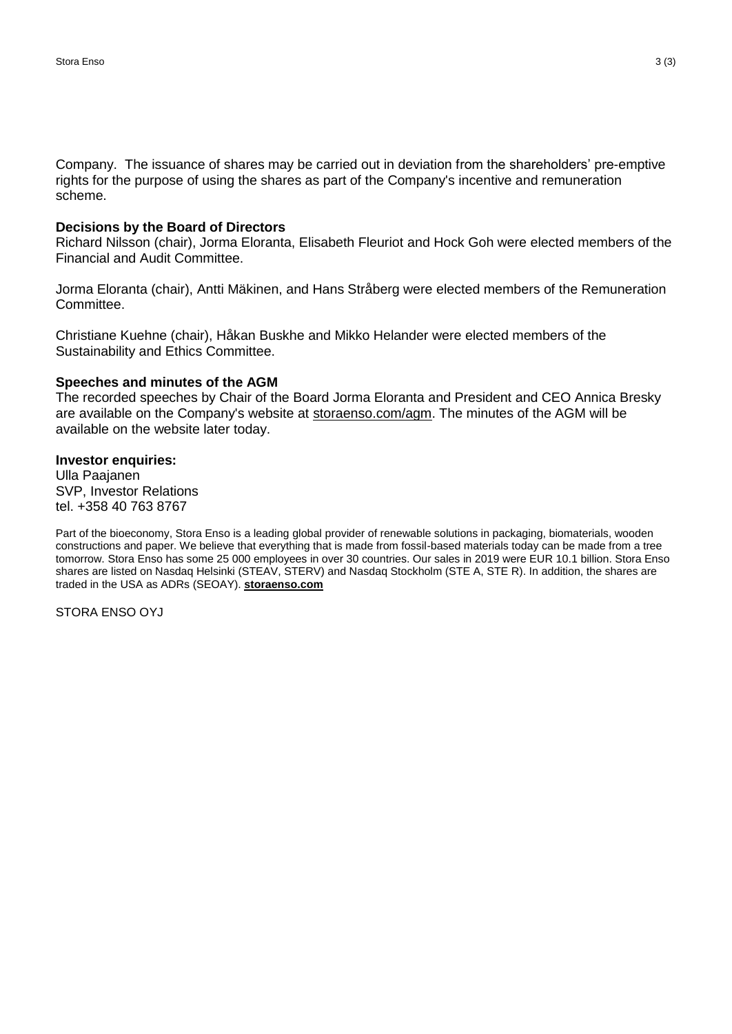Company.  The issuance of shares may be carried out in deviation from the shareholders' pre-emptive rights for the purpose of using the shares as part of the Company's incentive and remuneration scheme.

**Decisions by the Board of Directors**

Richard Nilsson (chair), Jorma Eloranta, Elisabeth Fleuriot and Hock Goh were elected members of the Financial and Audit Committee.

Jorma Eloranta (chair), Antti Mäkinen, and Hans Stråberg were elected members of the Remuneration Committee.

Christiane Kuehne (chair), Håkan Buskhe and Mikko Helander were elected members of the Sustainability and Ethics Committee.

**Speeches and minutes of the AGM**

The recorded speeches by Chair of the Board Jorma Eloranta and President and CEO Annica Bresky are available on the Company's website at storaenso.com/agm. The minutes of the AGM will be available on the website later today.

**Investor enquiries:**

Ulla Paajanen
SVP, Investor Relations
tel. +358 40 763 8767

Part of the bioeconomy, Stora Enso is a leading global provider of renewable solutions in packaging, biomaterials, wooden constructions and paper. We believe that everything that is made from fossil-based materials today can be made from a tree tomorrow. Stora Enso has some 25 000 employees in over 30 countries. Our sales in 2019 were EUR 10.1 billion. Stora Enso shares are listed on Nasdaq Helsinki (STEAV, STERV) and Nasdaq Stockholm (STE A, STE R). In addition, the shares are traded in the USA as ADRs (SEOAY). **storaenso.com**

STORA ENSO OYJ